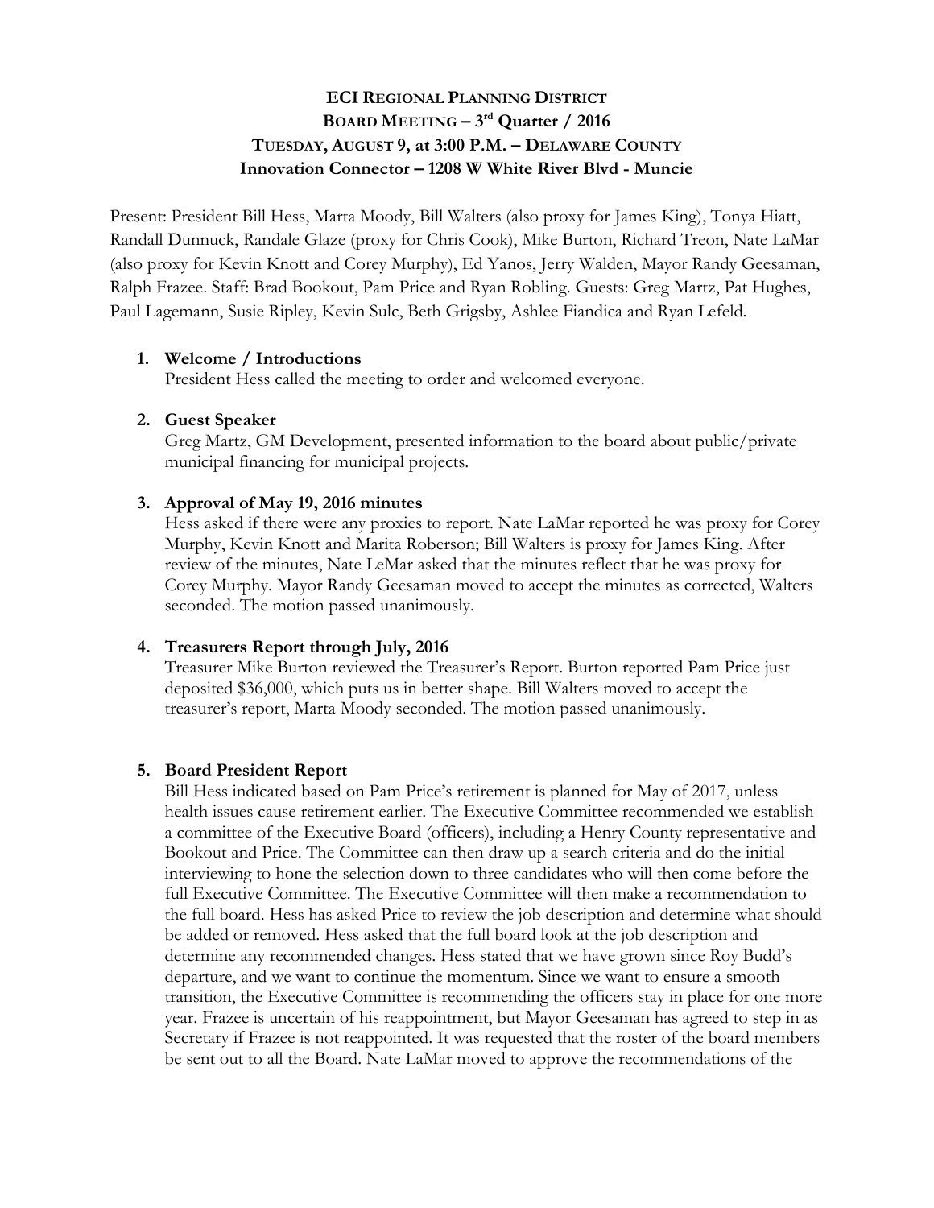# ECI Regional Planning District
## Board Meeting – 3rd Quarter / 2016
## Tuesday, August 9, at 3:00 P.M. – Delaware County
## Innovation Connector – 1208 W White River Blvd - Muncie

Present: President Bill Hess, Marta Moody, Bill Walters (also proxy for James King), Tonya Hiatt, Randall Dunnuck, Randale Glaze (proxy for Chris Cook), Mike Burton, Richard Treon, Nate LaMar (also proxy for Kevin Knott and Corey Murphy), Ed Yanos, Jerry Walden, Mayor Randy Geesaman, Ralph Frazee. Staff: Brad Bookout, Pam Price and Ryan Robling. Guests: Greg Martz, Pat Hughes, Paul Lagemann, Susie Ripley, Kevin Sulc, Beth Grigsby, Ashlee Fiandica and Ryan Lefeld.

1. **Welcome / Introductions**
   President Hess called the meeting to order and welcomed everyone.

2. **Guest Speaker**
   Greg Martz, GM Development, presented information to the board about public/private municipal financing for municipal projects.

3. **Approval of May 19, 2016 minutes**
   Hess asked if there were any proxies to report. Nate LaMar reported he was proxy for Corey Murphy, Kevin Knott and Marita Roberson; Bill Walters is proxy for James King. After review of the minutes, Nate LeMar asked that the minutes reflect that he was proxy for Corey Murphy. Mayor Randy Geesaman moved to accept the minutes as corrected, Walters seconded. The motion passed unanimously.

4. **Treasurers Report through July, 2016**
   Treasurer Mike Burton reviewed the Treasurer's Report. Burton reported Pam Price just deposited $36,000, which puts us in better shape. Bill Walters moved to accept the treasurer's report, Marta Moody seconded. The motion passed unanimously.

5. **Board President Report**
   Bill Hess indicated based on Pam Price's retirement is planned for May of 2017, unless health issues cause retirement earlier. The Executive Committee recommended we establish a committee of the Executive Board (officers), including a Henry County representative and Bookout and Price. The Committee can then draw up a search criteria and do the initial interviewing to hone the selection down to three candidates who will then come before the full Executive Committee. The Executive Committee will then make a recommendation to the full board. Hess has asked Price to review the job description and determine what should be added or removed. Hess asked that the full board look at the job description and determine any recommended changes. Hess stated that we have grown since Roy Budd's departure, and we want to continue the momentum. Since we want to ensure a smooth transition, the Executive Committee is recommending the officers stay in place for one more year. Frazee is uncertain of his reappointment, but Mayor Geesaman has agreed to step in as Secretary if Frazee is not reappointed. It was requested that the roster of the board members be sent out to all the Board. Nate LaMar moved to approve the recommendations of the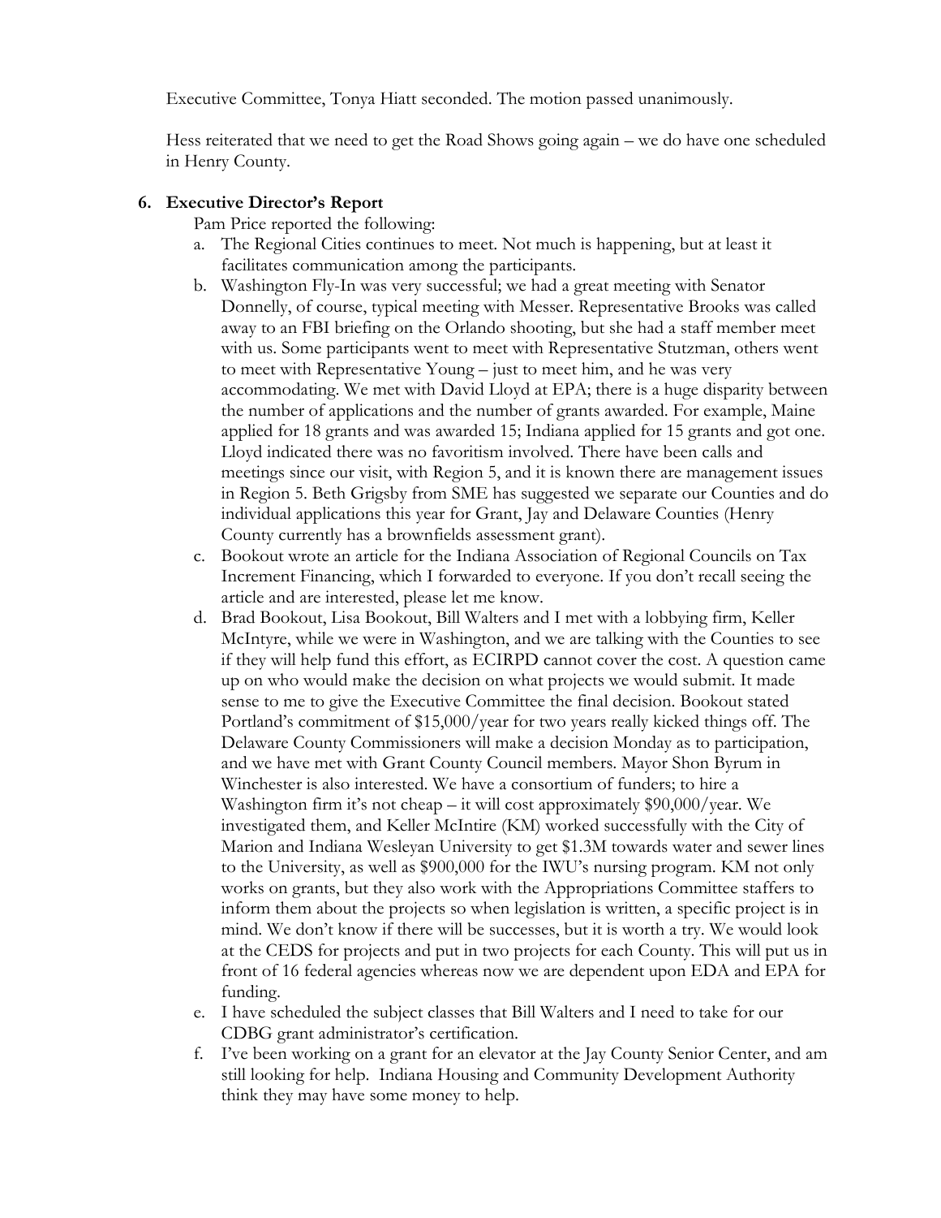Executive Committee, Tonya Hiatt seconded. The motion passed unanimously.

Hess reiterated that we need to get the Road Shows going again – we do have one scheduled in Henry County.

**6. Executive Director's Report**

Pam Price reported the following:

a. The Regional Cities continues to meet. Not much is happening, but at least it facilitates communication among the participants.

b. Washington Fly-In was very successful; we had a great meeting with Senator Donnelly, of course, typical meeting with Messer. Representative Brooks was called away to an FBI briefing on the Orlando shooting, but she had a staff member meet with us. Some participants went to meet with Representative Stutzman, others went to meet with Representative Young – just to meet him, and he was very accommodating. We met with David Lloyd at EPA; there is a huge disparity between the number of applications and the number of grants awarded. For example, Maine applied for 18 grants and was awarded 15; Indiana applied for 15 grants and got one. Lloyd indicated there was no favoritism involved. There have been calls and meetings since our visit, with Region 5, and it is known there are management issues in Region 5. Beth Grigsby from SME has suggested we separate our Counties and do individual applications this year for Grant, Jay and Delaware Counties (Henry County currently has a brownfields assessment grant).

c. Bookout wrote an article for the Indiana Association of Regional Councils on Tax Increment Financing, which I forwarded to everyone. If you don't recall seeing the article and are interested, please let me know.

d. Brad Bookout, Lisa Bookout, Bill Walters and I met with a lobbying firm, Keller McIntyre, while we were in Washington, and we are talking with the Counties to see if they will help fund this effort, as ECIRPD cannot cover the cost. A question came up on who would make the decision on what projects we would submit. It made sense to me to give the Executive Committee the final decision. Bookout stated Portland's commitment of $15,000/year for two years really kicked things off. The Delaware County Commissioners will make a decision Monday as to participation, and we have met with Grant County Council members. Mayor Shon Byrum in Winchester is also interested. We have a consortium of funders; to hire a Washington firm it's not cheap – it will cost approximately $90,000/year. We investigated them, and Keller McIntire (KM) worked successfully with the City of Marion and Indiana Wesleyan University to get $1.3M towards water and sewer lines to the University, as well as $900,000 for the IWU's nursing program. KM not only works on grants, but they also work with the Appropriations Committee staffers to inform them about the projects so when legislation is written, a specific project is in mind. We don't know if there will be successes, but it is worth a try. We would look at the CEDS for projects and put in two projects for each County. This will put us in front of 16 federal agencies whereas now we are dependent upon EDA and EPA for funding.

e. I have scheduled the subject classes that Bill Walters and I need to take for our CDBG grant administrator's certification.

f. I've been working on a grant for an elevator at the Jay County Senior Center, and am still looking for help. Indiana Housing and Community Development Authority think they may have some money to help.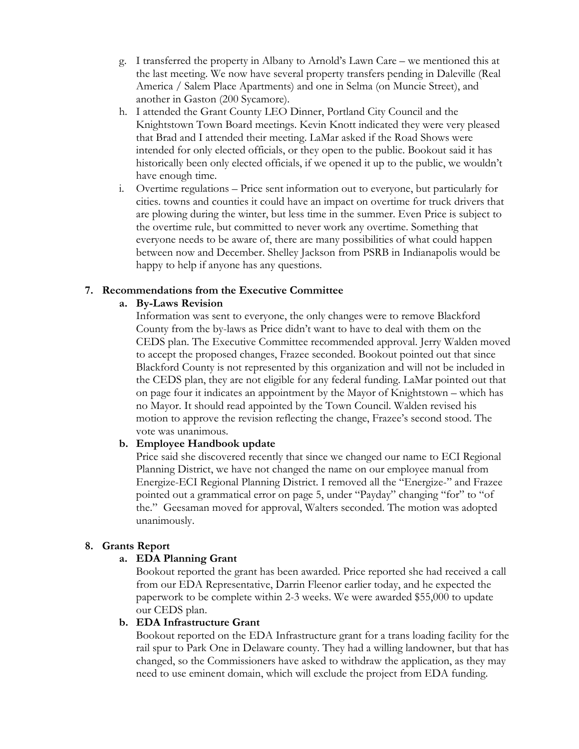g. I transferred the property in Albany to Arnold's Lawn Care – we mentioned this at the last meeting. We now have several property transfers pending in Daleville (Real America / Salem Place Apartments) and one in Selma (on Muncie Street), and another in Gaston (200 Sycamore).

h. I attended the Grant County LEO Dinner, Portland City Council and the Knightstown Town Board meetings. Kevin Knott indicated they were very pleased that Brad and I attended their meeting. LaMar asked if the Road Shows were intended for only elected officials, or they open to the public. Bookout said it has historically been only elected officials, if we opened it up to the public, we wouldn't have enough time.

i. Overtime regulations – Price sent information out to everyone, but particularly for cities. towns and counties it could have an impact on overtime for truck drivers that are plowing during the winter, but less time in the summer. Even Price is subject to the overtime rule, but committed to never work any overtime. Something that everyone needs to be aware of, there are many possibilities of what could happen between now and December. Shelley Jackson from PSRB in Indianapolis would be happy to help if anyone has any questions.

## 7. Recommendations from the Executive Committee

### a. By-Laws Revision

Information was sent to everyone, the only changes were to remove Blackford County from the by-laws as Price didn't want to have to deal with them on the CEDS plan. The Executive Committee recommended approval. Jerry Walden moved to accept the proposed changes, Frazee seconded. Bookout pointed out that since Blackford County is not represented by this organization and will not be included in the CEDS plan, they are not eligible for any federal funding. LaMar pointed out that on page four it indicates an appointment by the Mayor of Knightstown – which has no Mayor. It should read appointed by the Town Council. Walden revised his motion to approve the revision reflecting the change, Frazee's second stood. The vote was unanimous.

### b. Employee Handbook update

Price said she discovered recently that since we changed our name to ECI Regional Planning District, we have not changed the name on our employee manual from Energize-ECI Regional Planning District. I removed all the "Energize-" and Frazee pointed out a grammatical error on page 5, under "Payday" changing "for" to "of the." Geesaman moved for approval, Walters seconded. The motion was adopted unanimously.

## 8. Grants Report

### a. EDA Planning Grant

Bookout reported the grant has been awarded. Price reported she had received a call from our EDA Representative, Darrin Fleenor earlier today, and he expected the paperwork to be complete within 2-3 weeks. We were awarded $55,000 to update our CEDS plan.

### b. EDA Infrastructure Grant

Bookout reported on the EDA Infrastructure grant for a trans loading facility for the rail spur to Park One in Delaware county. They had a willing landowner, but that has changed, so the Commissioners have asked to withdraw the application, as they may need to use eminent domain, which will exclude the project from EDA funding.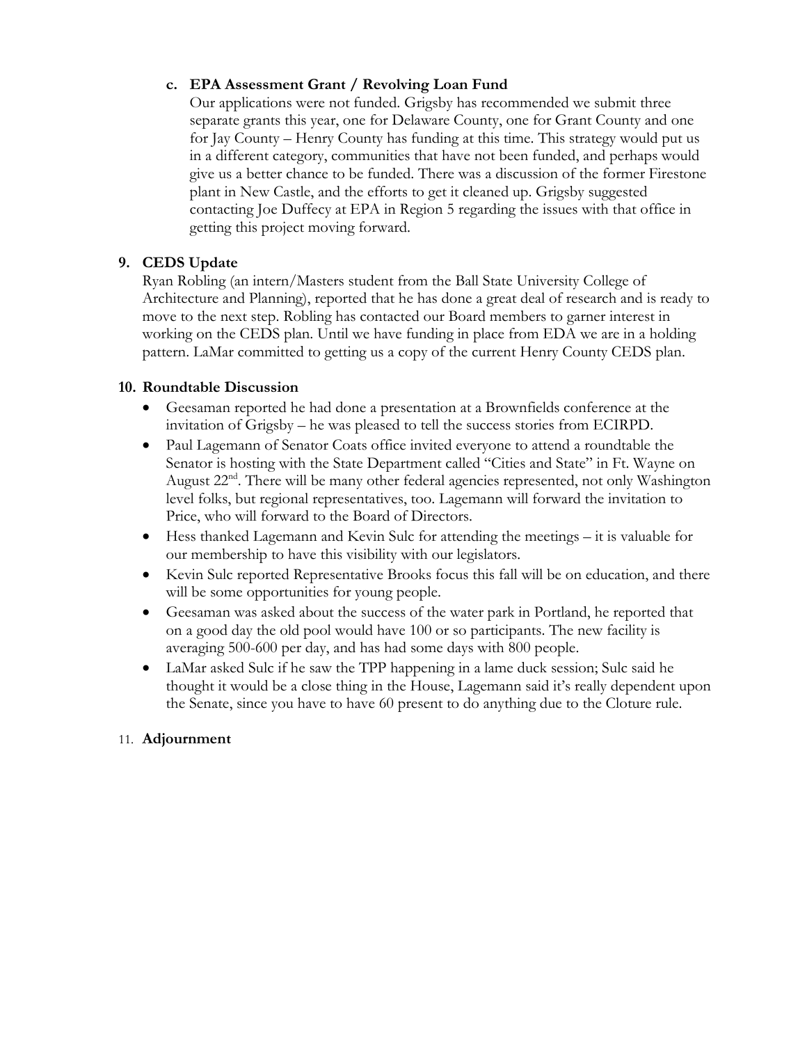**c. EPA Assessment Grant / Revolving Loan Fund**

Our applications were not funded. Grigsby has recommended we submit three separate grants this year, one for Delaware County, one for Grant County and one for Jay County – Henry County has funding at this time. This strategy would put us in a different category, communities that have not been funded, and perhaps would give us a better chance to be funded. There was a discussion of the former Firestone plant in New Castle, and the efforts to get it cleaned up. Grigsby suggested contacting Joe Duffecy at EPA in Region 5 regarding the issues with that office in getting this project moving forward.

**9. CEDS Update**

Ryan Robling (an intern/Masters student from the Ball State University College of Architecture and Planning), reported that he has done a great deal of research and is ready to move to the next step. Robling has contacted our Board members to garner interest in working on the CEDS plan. Until we have funding in place from EDA we are in a holding pattern. LaMar committed to getting us a copy of the current Henry County CEDS plan.

**10. Roundtable Discussion**

- Geesaman reported he had done a presentation at a Brownfields conference at the invitation of Grigsby – he was pleased to tell the success stories from ECIRPD.
- Paul Lagemann of Senator Coats office invited everyone to attend a roundtable the Senator is hosting with the State Department called "Cities and State" in Ft. Wayne on August 22nd. There will be many other federal agencies represented, not only Washington level folks, but regional representatives, too. Lagemann will forward the invitation to Price, who will forward to the Board of Directors.
- Hess thanked Lagemann and Kevin Sulc for attending the meetings – it is valuable for our membership to have this visibility with our legislators.
- Kevin Sulc reported Representative Brooks focus this fall will be on education, and there will be some opportunities for young people.
- Geesaman was asked about the success of the water park in Portland, he reported that on a good day the old pool would have 100 or so participants. The new facility is averaging 500-600 per day, and has had some days with 800 people.
- LaMar asked Sulc if he saw the TPP happening in a lame duck session; Sulc said he thought it would be a close thing in the House, Lagemann said it's really dependent upon the Senate, since you have to have 60 present to do anything due to the Cloture rule.

11. **Adjournment**